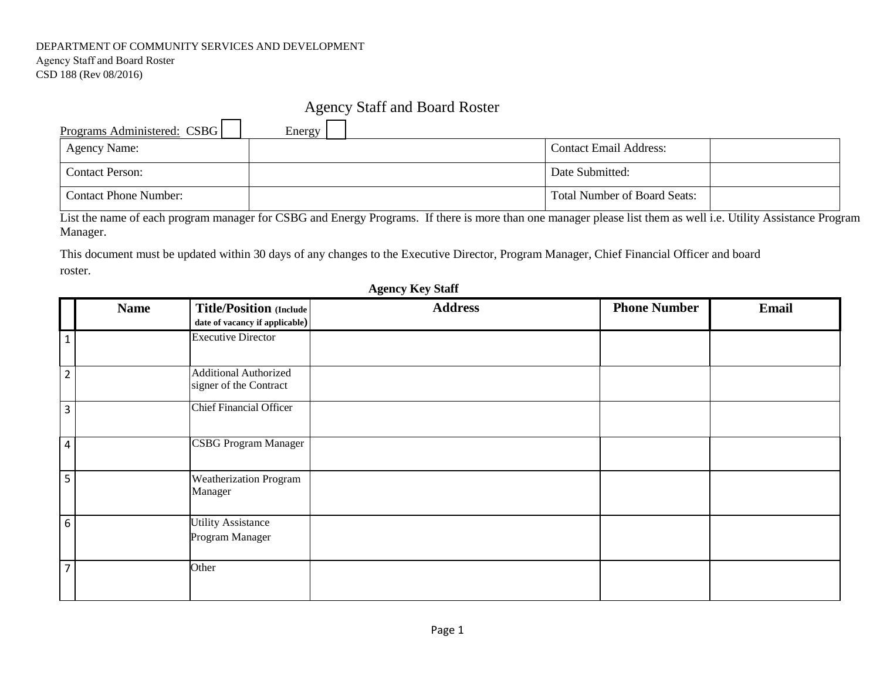DEPARTMENT OF COMMUNITY SERVICES AND DEVELOPMENT
Agency Staff and Board Roster
CSD 188 (Rev 08/2016)

# Agency Staff and Board Roster

Programs Administered: CSBG ☐ Energy ☐

| Agency Name: | | Contact Email Address: | |
|---|---|---|---|
| Contact Person: | | Date Submitted: | |
| Contact Phone Number: | | Total Number of Board Seats: | |

List the name of each program manager for CSBG and Energy Programs. If there is more than one manager please list them as well i.e. Utility Assistance Program Manager.

This document must be updated within 30 days of any changes to the Executive Director, Program Manager, Chief Financial Officer and board roster.

**Agency Key Staff**

| | Name | Title/Position (Include date of vacancy if applicable) | Address | Phone Number | Email |
|---|---|---|---|---|---|
| 1 | | Executive Director | | | |
| 2 | | Additional Authorized signer of the Contract | | | |
| 3 | | Chief Financial Officer | | | |
| 4 | | CSBG Program Manager | | | |
| 5 | | Weatherization Program Manager | | | |
| 6 | | Utility Assistance Program Manager | | | |
| 7 | | Other | | | |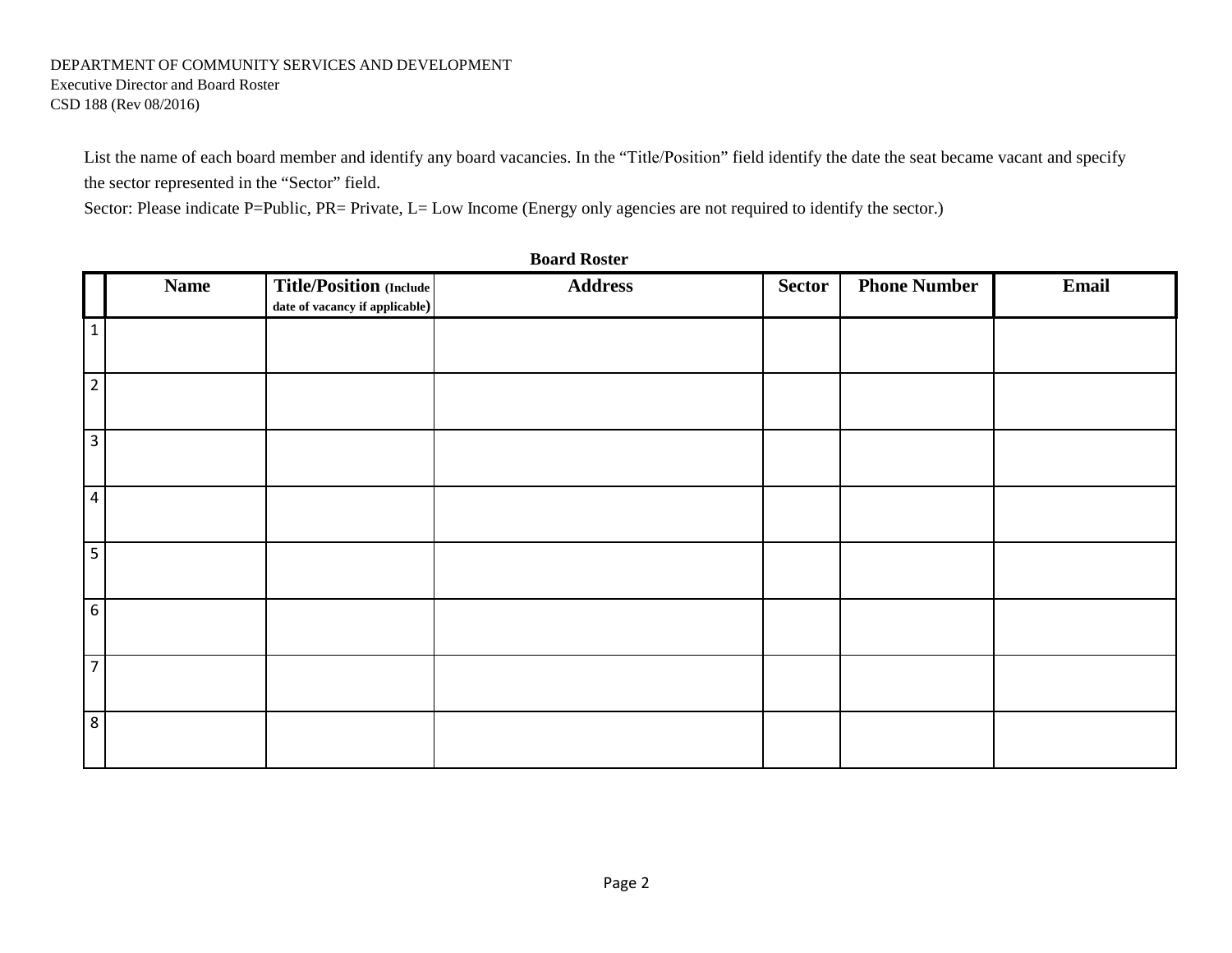DEPARTMENT OF COMMUNITY SERVICES AND DEVELOPMENT
Executive Director and Board Roster
CSD 188 (Rev 08/2016)

List the name of each board member and identify any board vacancies. In the "Title/Position" field identify the date the seat became vacant and specify the sector represented in the "Sector" field.
Sector: Please indicate P=Public, PR= Private, L= Low Income (Energy only agencies are not required to identify the sector.)

**Board Roster**

| | Name | Title/Position (Include date of vacancy if applicable) | Address | Sector | Phone Number | Email |
|---|---|---|---|---|---|---|
| 1 | | | | | | |
| 2 | | | | | | |
| 3 | | | | | | |
| 4 | | | | | | |
| 5 | | | | | | |
| 6 | | | | | | |
| 7 | | | | | | |
| 8 | | | | | | |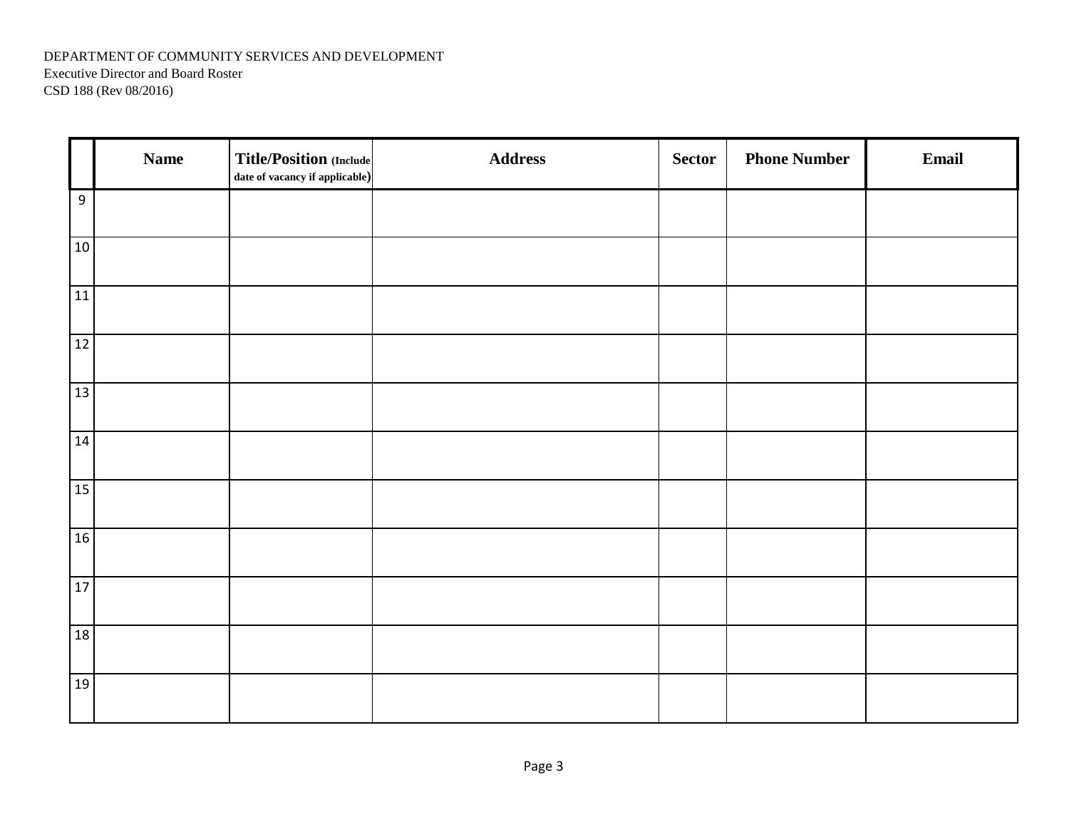DEPARTMENT OF COMMUNITY SERVICES AND DEVELOPMENT
Executive Director and Board Roster
CSD 188 (Rev 08/2016)

| | Name | Title/Position (Include date of vacancy if applicable) | Address | Sector | Phone Number | Email |
|---|---|---|---|---|---|---|
| 9 | | | | | | |
| 10 | | | | | | |
| 11 | | | | | | |
| 12 | | | | | | |
| 13 | | | | | | |
| 14 | | | | | | |
| 15 | | | | | | |
| 16 | | | | | | |
| 17 | | | | | | |
| 18 | | | | | | |
| 19 | | | | | | |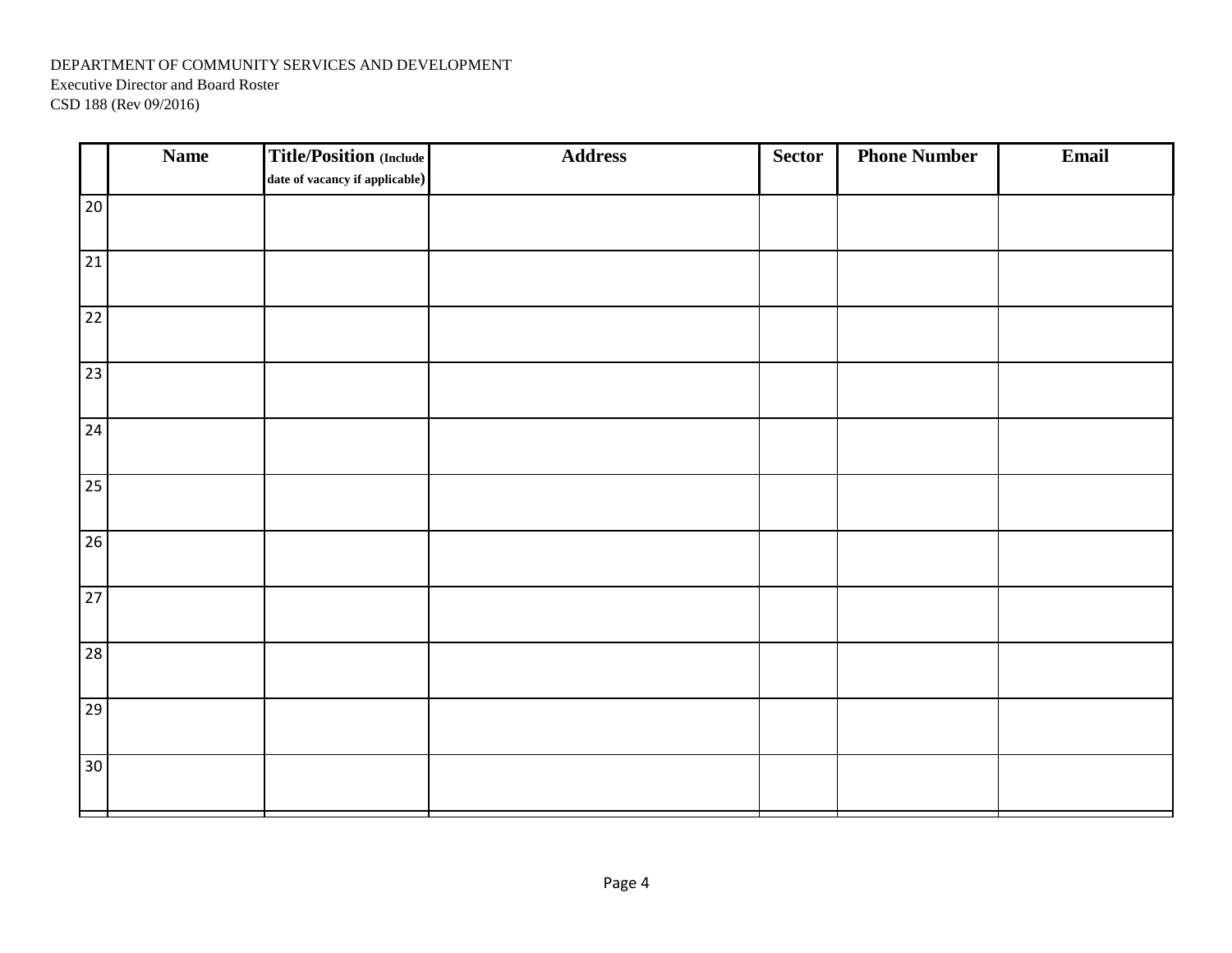DEPARTMENT OF COMMUNITY SERVICES AND DEVELOPMENT
Executive Director and Board Roster
CSD 188 (Rev 09/2016)

| | Name | Title/Position (Include date of vacancy if applicable) | Address | Sector | Phone Number | Email |
|---|---|---|---|---|---|---|
| 20 | | | | | | |
| 21 | | | | | | |
| 22 | | | | | | |
| 23 | | | | | | |
| 24 | | | | | | |
| 25 | | | | | | |
| 26 | | | | | | |
| 27 | | | | | | |
| 28 | | | | | | |
| 29 | | | | | | |
| 30 | | | | | | |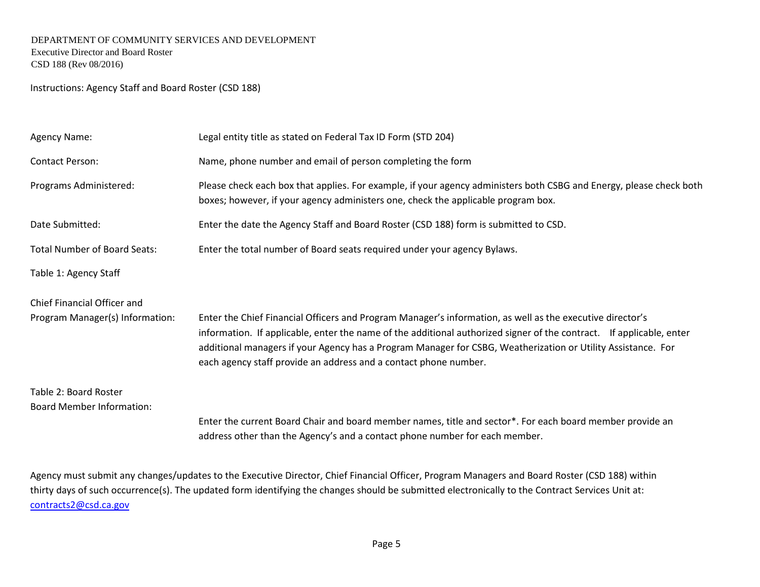DEPARTMENT OF COMMUNITY SERVICES AND DEVELOPMENT
Executive Director and Board Roster
CSD 188 (Rev 08/2016)

Instructions: Agency Staff and Board Roster (CSD 188)

| | |
|---|---|
| Agency Name: | Legal entity title as stated on Federal Tax ID Form (STD 204) |
| Contact Person: | Name, phone number and email of person completing the form |
| Programs Administered: | Please check each box that applies. For example, if your agency administers both CSBG and Energy, please check both boxes; however, if your agency administers one, check the applicable program box. |
| Date Submitted: | Enter the date the Agency Staff and Board Roster (CSD 188) form is submitted to CSD. |
| Total Number of Board Seats: | Enter the total number of Board seats required under your agency Bylaws. |
| Table 1: Agency Staff | |
| Chief Financial Officer and Program Manager(s) Information: | Enter the Chief Financial Officers and Program Manager's information, as well as the executive director's information. If applicable, enter the name of the additional authorized signer of the contract. If applicable, enter additional managers if your Agency has a Program Manager for CSBG, Weatherization or Utility Assistance. For each agency staff provide an address and a contact phone number. |
| Table 2: Board Roster Board Member Information: | Enter the current Board Chair and board member names, title and sector*. For each board member provide an address other than the Agency's and a contact phone number for each member. |

Agency must submit any changes/updates to the Executive Director, Chief Financial Officer, Program Managers and Board Roster (CSD 188) within thirty days of such occurrence(s). The updated form identifying the changes should be submitted electronically to the Contract Services Unit at: contracts2@csd.ca.gov